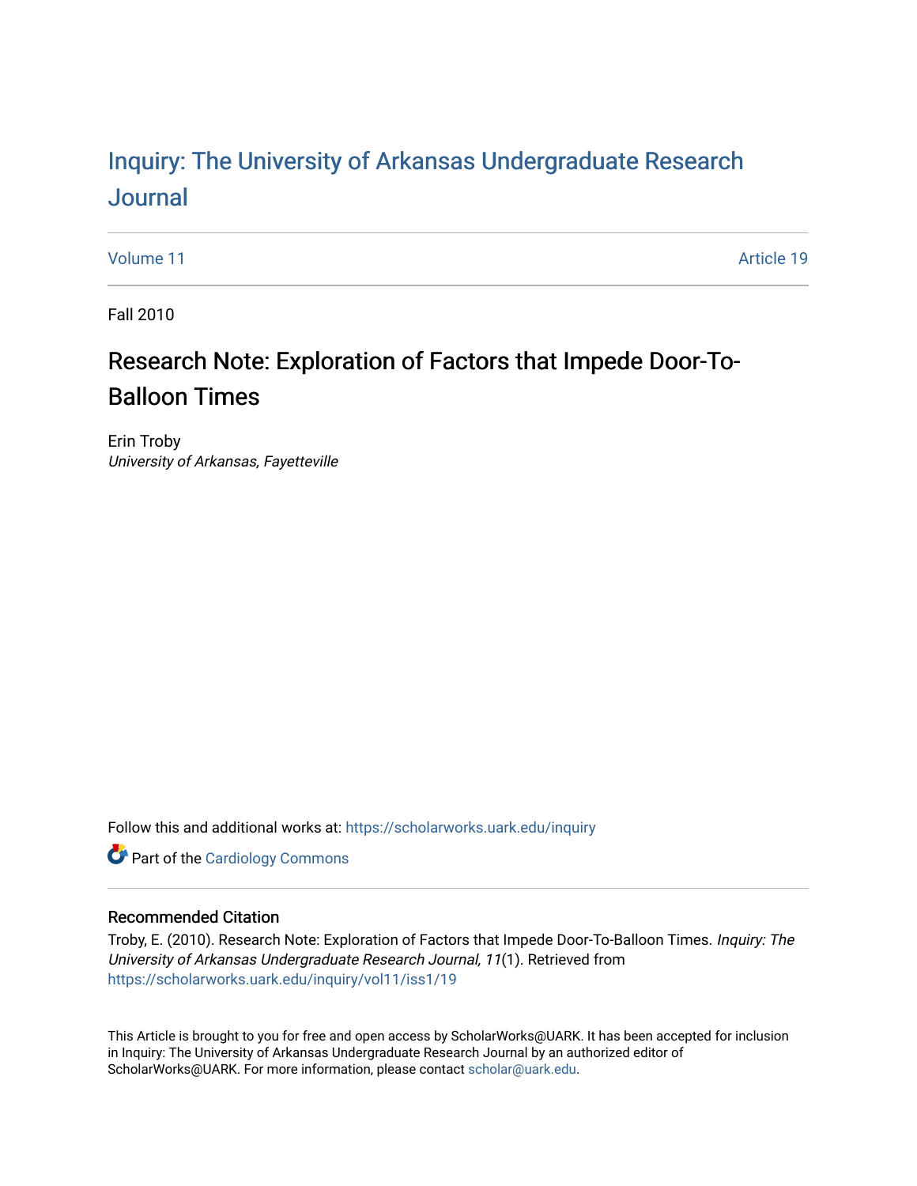# Inquiry: The University of Arkansas Undergraduate Research Journal

Volume 11 | Article 19

Fall 2010

## Research Note: Exploration of Factors that Impede Door-To-Balloon Times

Erin Troby
*University of Arkansas, Fayetteville*

Follow this and additional works at: https://scholarworks.uark.edu/inquiry

Part of the Cardiology Commons

### Recommended Citation

Troby, E. (2010). Research Note: Exploration of Factors that Impede Door-To-Balloon Times. *Inquiry: The University of Arkansas Undergraduate Research Journal, 11*(1). Retrieved from https://scholarworks.uark.edu/inquiry/vol11/iss1/19

This Article is brought to you for free and open access by ScholarWorks@UARK. It has been accepted for inclusion in Inquiry: The University of Arkansas Undergraduate Research Journal by an authorized editor of ScholarWorks@UARK. For more information, please contact scholar@uark.edu.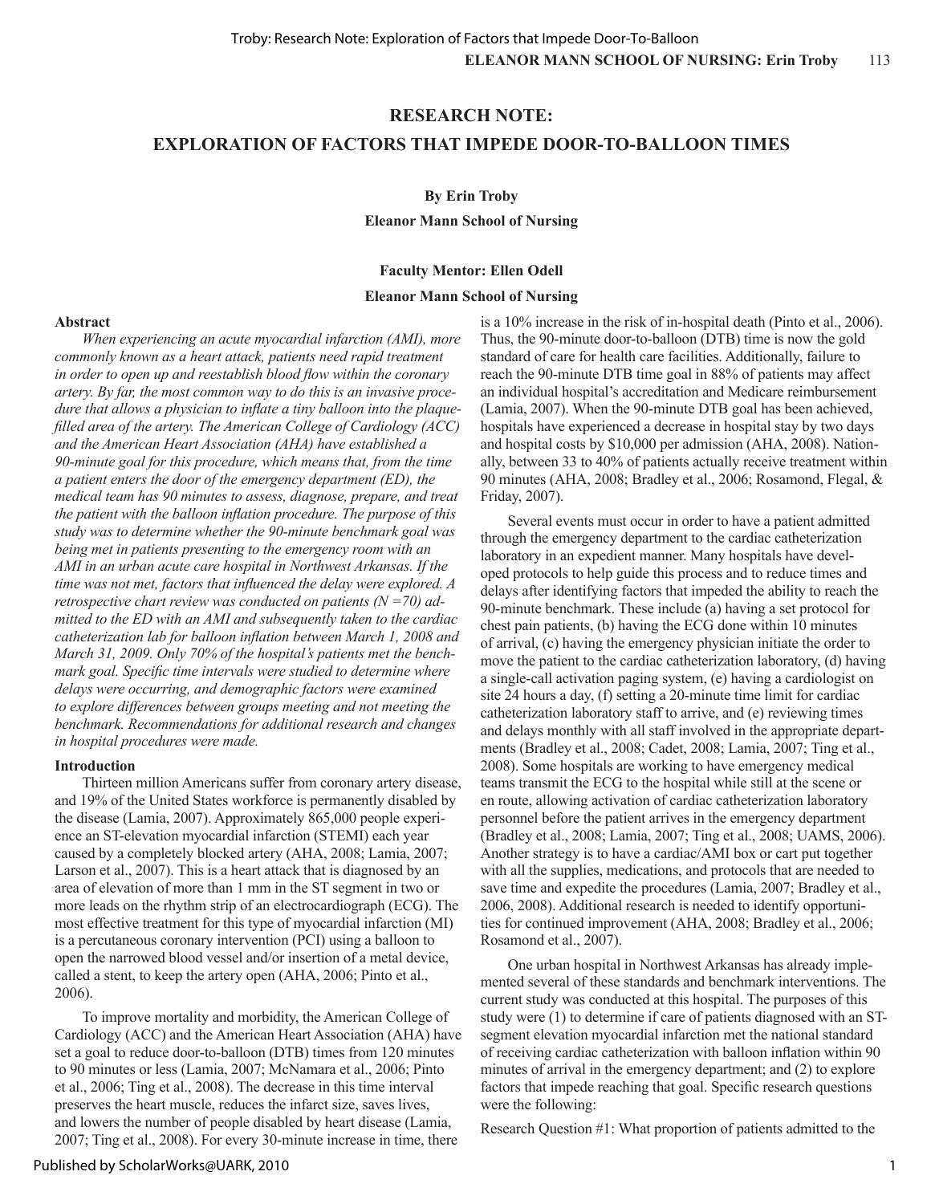# RESEARCH NOTE:

# EXPLORATION OF FACTORS THAT IMPEDE DOOR-TO-BALLOON TIMES

**By Erin Troby**

**Eleanor Mann School of Nursing**

**Faculty Mentor: Ellen Odell**

**Eleanor Mann School of Nursing**

### Abstract

*When experiencing an acute myocardial infarction (AMI), more commonly known as a heart attack, patients need rapid treatment in order to open up and reestablish blood flow within the coronary artery. By far, the most common way to do this is an invasive procedure that allows a physician to inflate a tiny balloon into the plaque-filled area of the artery. The American College of Cardiology (ACC) and the American Heart Association (AHA) have established a 90-minute goal for this procedure, which means that, from the time a patient enters the door of the emergency department (ED), the medical team has 90 minutes to assess, diagnose, prepare, and treat the patient with the balloon inflation procedure. The purpose of this study was to determine whether the 90-minute benchmark goal was being met in patients presenting to the emergency room with an AMI in an urban acute care hospital in Northwest Arkansas. If the time was not met, factors that influenced the delay were explored. A retrospective chart review was conducted on patients (N =70) admitted to the ED with an AMI and subsequently taken to the cardiac catheterization lab for balloon inflation between March 1, 2008 and March 31, 2009. Only 70% of the hospital's patients met the benchmark goal. Specific time intervals were studied to determine where delays were occurring, and demographic factors were examined to explore differences between groups meeting and not meeting the benchmark. Recommendations for additional research and changes in hospital procedures were made.*

### Introduction

Thirteen million Americans suffer from coronary artery disease, and 19% of the United States workforce is permanently disabled by the disease (Lamia, 2007). Approximately 865,000 people experience an ST-elevation myocardial infarction (STEMI) each year caused by a completely blocked artery (AHA, 2008; Lamia, 2007; Larson et al., 2007). This is a heart attack that is diagnosed by an area of elevation of more than 1 mm in the ST segment in two or more leads on the rhythm strip of an electrocardiograph (ECG). The most effective treatment for this type of myocardial infarction (MI) is a percutaneous coronary intervention (PCI) using a balloon to open the narrowed blood vessel and/or insertion of a metal device, called a stent, to keep the artery open (AHA, 2006; Pinto et al., 2006).

To improve mortality and morbidity, the American College of Cardiology (ACC) and the American Heart Association (AHA) have set a goal to reduce door-to-balloon (DTB) times from 120 minutes to 90 minutes or less (Lamia, 2007; McNamara et al., 2006; Pinto et al., 2006; Ting et al., 2008). The decrease in this time interval preserves the heart muscle, reduces the infarct size, saves lives, and lowers the number of people disabled by heart disease (Lamia, 2007; Ting et al., 2008). For every 30-minute increase in time, there is a 10% increase in the risk of in-hospital death (Pinto et al., 2006). Thus, the 90-minute door-to-balloon (DTB) time is now the gold standard of care for health care facilities. Additionally, failure to reach the 90-minute DTB time goal in 88% of patients may affect an individual hospital's accreditation and Medicare reimbursement (Lamia, 2007). When the 90-minute DTB goal has been achieved, hospitals have experienced a decrease in hospital stay by two days and hospital costs by $10,000 per admission (AHA, 2008). Nationally, between 33 to 40% of patients actually receive treatment within 90 minutes (AHA, 2008; Bradley et al., 2006; Rosamond, Flegal, & Friday, 2007).

Several events must occur in order to have a patient admitted through the emergency department to the cardiac catheterization laboratory in an expedient manner. Many hospitals have developed protocols to help guide this process and to reduce times and delays after identifying factors that impeded the ability to reach the 90-minute benchmark. These include (a) having a set protocol for chest pain patients, (b) having the ECG done within 10 minutes of arrival, (c) having the emergency physician initiate the order to move the patient to the cardiac catheterization laboratory, (d) having a single-call activation paging system, (e) having a cardiologist on site 24 hours a day, (f) setting a 20-minute time limit for cardiac catheterization laboratory staff to arrive, and (e) reviewing times and delays monthly with all staff involved in the appropriate departments (Bradley et al., 2008; Cadet, 2008; Lamia, 2007; Ting et al., 2008). Some hospitals are working to have emergency medical teams transmit the ECG to the hospital while still at the scene or en route, allowing activation of cardiac catheterization laboratory personnel before the patient arrives in the emergency department (Bradley et al., 2008; Lamia, 2007; Ting et al., 2008; UAMS, 2006). Another strategy is to have a cardiac/AMI box or cart put together with all the supplies, medications, and protocols that are needed to save time and expedite the procedures (Lamia, 2007; Bradley et al., 2006, 2008). Additional research is needed to identify opportunities for continued improvement (AHA, 2008; Bradley et al., 2006; Rosamond et al., 2007).

One urban hospital in Northwest Arkansas has already implemented several of these standards and benchmark interventions. The current study was conducted at this hospital. The purposes of this study were (1) to determine if care of patients diagnosed with an ST-segment elevation myocardial infarction met the national standard of receiving cardiac catheterization with balloon inflation within 90 minutes of arrival in the emergency department; and (2) to explore factors that impede reaching that goal. Specific research questions were the following:

Research Question #1: What proportion of patients admitted to the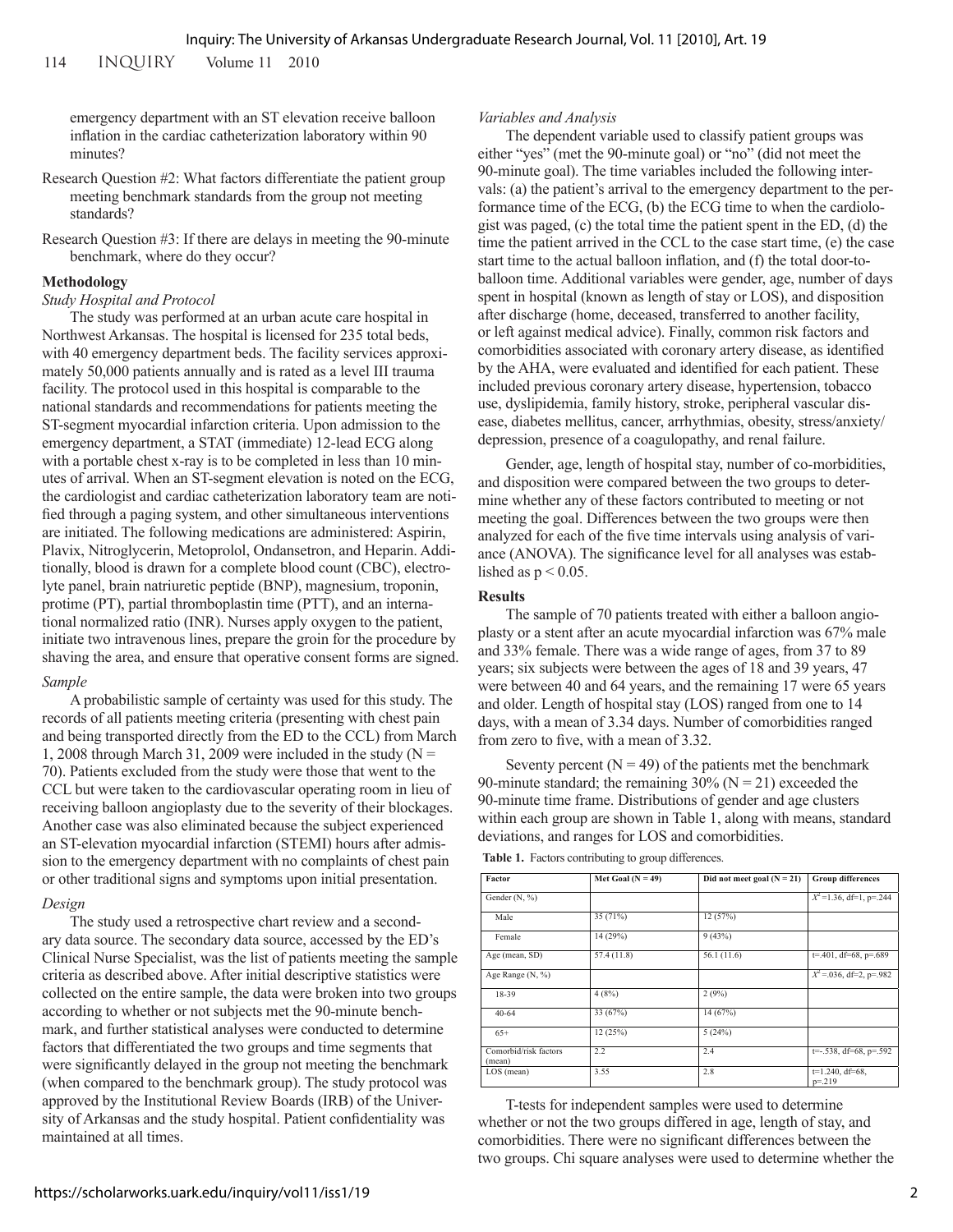emergency department with an ST elevation receive balloon inflation in the cardiac catheterization laboratory within 90 minutes?

Research Question #2: What factors differentiate the patient group meeting benchmark standards from the group not meeting standards?

Research Question #3: If there are delays in meeting the 90-minute benchmark, where do they occur?

## Methodology

### *Study Hospital and Protocol*

The study was performed at an urban acute care hospital in Northwest Arkansas. The hospital is licensed for 235 total beds, with 40 emergency department beds. The facility services approximately 50,000 patients annually and is rated as a level III trauma facility. The protocol used in this hospital is comparable to the national standards and recommendations for patients meeting the ST-segment myocardial infarction criteria. Upon admission to the emergency department, a STAT (immediate) 12-lead ECG along with a portable chest x-ray is to be completed in less than 10 minutes of arrival. When an ST-segment elevation is noted on the ECG, the cardiologist and cardiac catheterization laboratory team are notified through a paging system, and other simultaneous interventions are initiated. The following medications are administered: Aspirin, Plavix, Nitroglycerin, Metoprolol, Ondansetron, and Heparin. Additionally, blood is drawn for a complete blood count (CBC), electrolyte panel, brain natriuretic peptide (BNP), magnesium, troponin, protime (PT), partial thromboplastin time (PTT), and an international normalized ratio (INR). Nurses apply oxygen to the patient, initiate two intravenous lines, prepare the groin for the procedure by shaving the area, and ensure that operative consent forms are signed.

### *Sample*

A probabilistic sample of certainty was used for this study. The records of all patients meeting criteria (presenting with chest pain and being transported directly from the ED to the CCL) from March 1, 2008 through March 31, 2009 were included in the study (N = 70). Patients excluded from the study were those that went to the CCL but were taken to the cardiovascular operating room in lieu of receiving balloon angioplasty due to the severity of their blockages. Another case was also eliminated because the subject experienced an ST-elevation myocardial infarction (STEMI) hours after admission to the emergency department with no complaints of chest pain or other traditional signs and symptoms upon initial presentation.

### *Design*

The study used a retrospective chart review and a secondary data source. The secondary data source, accessed by the ED's Clinical Nurse Specialist, was the list of patients meeting the sample criteria as described above. After initial descriptive statistics were collected on the entire sample, the data were broken into two groups according to whether or not subjects met the 90-minute benchmark, and further statistical analyses were conducted to determine factors that differentiated the two groups and time segments that were significantly delayed in the group not meeting the benchmark (when compared to the benchmark group). The study protocol was approved by the Institutional Review Boards (IRB) of the University of Arkansas and the study hospital. Patient confidentiality was maintained at all times.

### *Variables and Analysis*

The dependent variable used to classify patient groups was either "yes" (met the 90-minute goal) or "no" (did not meet the 90-minute goal). The time variables included the following intervals: (a) the patient's arrival to the emergency department to the performance time of the ECG, (b) the ECG time to when the cardiologist was paged, (c) the total time the patient spent in the ED, (d) the time the patient arrived in the CCL to the case start time, (e) the case start time to the actual balloon inflation, and (f) the total door-to-balloon time. Additional variables were gender, age, number of days spent in hospital (known as length of stay or LOS), and disposition after discharge (home, deceased, transferred to another facility, or left against medical advice). Finally, common risk factors and comorbidities associated with coronary artery disease, as identified by the AHA, were evaluated and identified for each patient. These included previous coronary artery disease, hypertension, tobacco use, dyslipidemia, family history, stroke, peripheral vascular disease, diabetes mellitus, cancer, arrhythmias, obesity, stress/anxiety/depression, presence of a coagulopathy, and renal failure.

Gender, age, length of hospital stay, number of co-morbidities, and disposition were compared between the two groups to determine whether any of these factors contributed to meeting or not meeting the goal. Differences between the two groups were then analyzed for each of the five time intervals using analysis of variance (ANOVA). The significance level for all analyses was established as $p < 0.05$.

## Results

The sample of 70 patients treated with either a balloon angioplasty or a stent after an acute myocardial infarction was 67% male and 33% female. There was a wide range of ages, from 37 to 89 years; six subjects were between the ages of 18 and 39 years, 47 were between 40 and 64 years, and the remaining 17 were 65 years and older. Length of hospital stay (LOS) ranged from one to 14 days, with a mean of 3.34 days. Number of comorbidities ranged from zero to five, with a mean of 3.32.

Seventy percent (N = 49) of the patients met the benchmark 90-minute standard; the remaining 30% (N = 21) exceeded the 90-minute time frame. Distributions of gender and age clusters within each group are shown in Table 1, along with means, standard deviations, and ranges for LOS and comorbidities.

**Table 1.** Factors contributing to group differences.

| Factor | Met Goal (N = 49) | Did not meet goal (N = 21) | Group differences |
|---|---|---|---|
| Gender (N, %) | | | $X^2$ =1.36, df=1, p=.244 |
| Male | 35 (71%) | 12 (57%) | |
| Female | 14 (29%) | 9 (43%) | |
| Age (mean, SD) | 57.4 (11.8) | 56.1 (11.6) | t=.401, df=68, p=.689 |
| Age Range (N, %) | | | $X^2$ =.036, df=2, p=.982 |
| 18-39 | 4 (8%) | 2 (9%) | |
| 40-64 | 33 (67%) | 14 (67%) | |
| 65+ | 12 (25%) | 5 (24%) | |
| Comorbid/risk factors (mean) | 2.2 | 2.4 | t=-.538, df=68, p=.592 |
| LOS (mean) | 3.55 | 2.8 | t=1.240, df=68, p=.219 |

T-tests for independent samples were used to determine whether or not the two groups differed in age, length of stay, and comorbidities. There were no significant differences between the two groups. Chi square analyses were used to determine whether the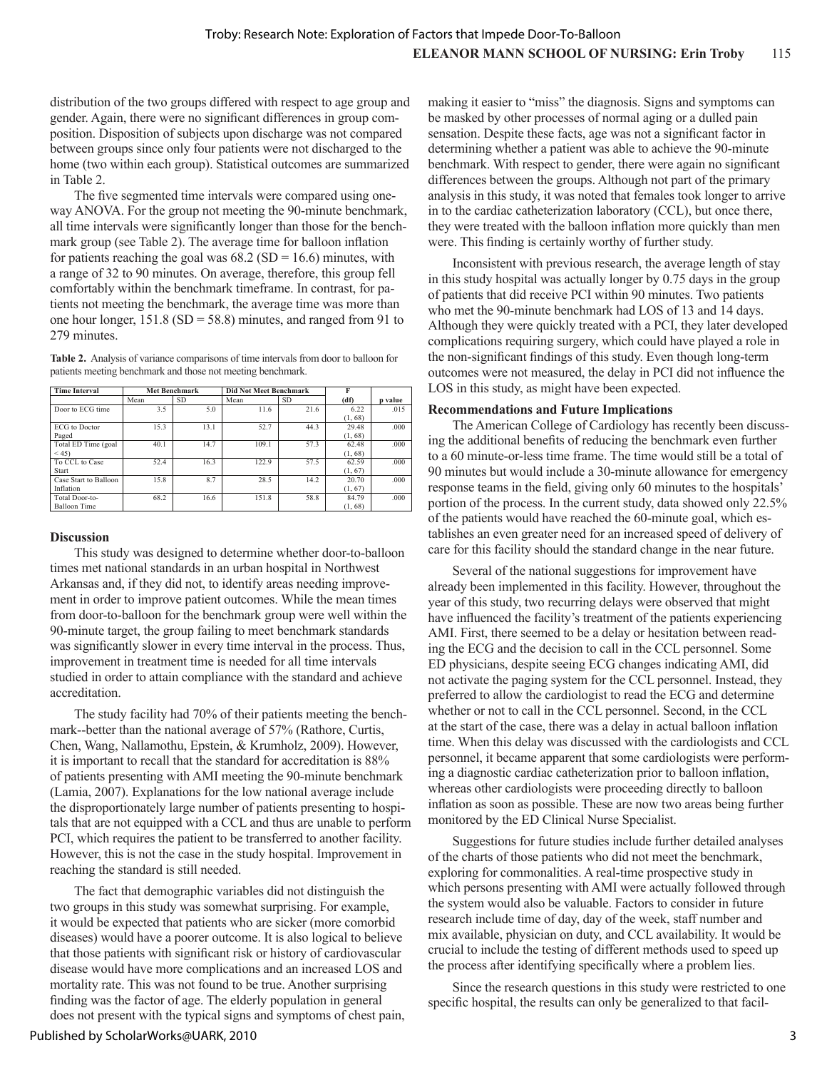distribution of the two groups differed with respect to age group and gender. Again, there were no significant differences in group composition. Disposition of subjects upon discharge was not compared between groups since only four patients were not discharged to the home (two within each group). Statistical outcomes are summarized in Table 2.

The five segmented time intervals were compared using one-way ANOVA. For the group not meeting the 90-minute benchmark, all time intervals were significantly longer than those for the benchmark group (see Table 2). The average time for balloon inflation for patients reaching the goal was 68.2 (SD = 16.6) minutes, with a range of 32 to 90 minutes. On average, therefore, this group fell comfortably within the benchmark timeframe. In contrast, for patients not meeting the benchmark, the average time was more than one hour longer, 151.8 (SD = 58.8) minutes, and ranged from 91 to 279 minutes.

**Table 2.** Analysis of variance comparisons of time intervals from door to balloon for patients meeting benchmark and those not meeting benchmark.

| Time Interval | Met Benchmark | | Did Not Meet Benchmark | | F | |
|---|---|---|---|---|---|---|
| | Mean | SD | Mean | SD | (df) | p value |
| Door to ECG time | 3.5 | 5.0 | 11.6 | 21.6 | 6.22 (1, 68) | .015 |
| ECG to Doctor Paged | 15.3 | 13.1 | 52.7 | 44.3 | 29.48 (1, 68) | .000 |
| Total ED Time (goal < 45) | 40.1 | 14.7 | 109.1 | 57.3 | 62.48 (1, 68) | .000 |
| To CCL to Case Start | 52.4 | 16.3 | 122.9 | 57.5 | 62.59 (1, 67) | .000 |
| Case Start to Balloon Inflation | 15.8 | 8.7 | 28.5 | 14.2 | 20.70 (1, 67) | .000 |
| Total Door-to-Balloon Time | 68.2 | 16.6 | 151.8 | 58.8 | 84.79 (1, 68) | .000 |

### Discussion

This study was designed to determine whether door-to-balloon times met national standards in an urban hospital in Northwest Arkansas and, if they did not, to identify areas needing improvement in order to improve patient outcomes. While the mean times from door-to-balloon for the benchmark group were well within the 90-minute target, the group failing to meet benchmark standards was significantly slower in every time interval in the process. Thus, improvement in treatment time is needed for all time intervals studied in order to attain compliance with the standard and achieve accreditation.

The study facility had 70% of their patients meeting the benchmark--better than the national average of 57% (Rathore, Curtis, Chen, Wang, Nallamothu, Epstein, & Krumholz, 2009). However, it is important to recall that the standard for accreditation is 88% of patients presenting with AMI meeting the 90-minute benchmark (Lamia, 2007). Explanations for the low national average include the disproportionately large number of patients presenting to hospitals that are not equipped with a CCL and thus are unable to perform PCI, which requires the patient to be transferred to another facility. However, this is not the case in the study hospital. Improvement in reaching the standard is still needed.

The fact that demographic variables did not distinguish the two groups in this study was somewhat surprising. For example, it would be expected that patients who are sicker (more comorbid diseases) would have a poorer outcome. It is also logical to believe that those patients with significant risk or history of cardiovascular disease would have more complications and an increased LOS and mortality rate. This was not found to be true. Another surprising finding was the factor of age. The elderly population in general does not present with the typical signs and symptoms of chest pain, making it easier to "miss" the diagnosis. Signs and symptoms can be masked by other processes of normal aging or a dulled pain sensation. Despite these facts, age was not a significant factor in determining whether a patient was able to achieve the 90-minute benchmark. With respect to gender, there were again no significant differences between the groups. Although not part of the primary analysis in this study, it was noted that females took longer to arrive in to the cardiac catheterization laboratory (CCL), but once there, they were treated with the balloon inflation more quickly than men were. This finding is certainly worthy of further study.

Inconsistent with previous research, the average length of stay in this study hospital was actually longer by 0.75 days in the group of patients that did receive PCI within 90 minutes. Two patients who met the 90-minute benchmark had LOS of 13 and 14 days. Although they were quickly treated with a PCI, they later developed complications requiring surgery, which could have played a role in the non-significant findings of this study. Even though long-term outcomes were not measured, the delay in PCI did not influence the LOS in this study, as might have been expected.

### Recommendations and Future Implications

The American College of Cardiology has recently been discussing the additional benefits of reducing the benchmark even further to a 60 minute-or-less time frame. The time would still be a total of 90 minutes but would include a 30-minute allowance for emergency response teams in the field, giving only 60 minutes to the hospitals' portion of the process. In the current study, data showed only 22.5% of the patients would have reached the 60-minute goal, which establishes an even greater need for an increased speed of delivery of care for this facility should the standard change in the near future.

Several of the national suggestions for improvement have already been implemented in this facility. However, throughout the year of this study, two recurring delays were observed that might have influenced the facility's treatment of the patients experiencing AMI. First, there seemed to be a delay or hesitation between reading the ECG and the decision to call in the CCL personnel. Some ED physicians, despite seeing ECG changes indicating AMI, did not activate the paging system for the CCL personnel. Instead, they preferred to allow the cardiologist to read the ECG and determine whether or not to call in the CCL personnel. Second, in the CCL at the start of the case, there was a delay in actual balloon inflation time. When this delay was discussed with the cardiologists and CCL personnel, it became apparent that some cardiologists were performing a diagnostic cardiac catheterization prior to balloon inflation, whereas other cardiologists were proceeding directly to balloon inflation as soon as possible. These are now two areas being further monitored by the ED Clinical Nurse Specialist.

Suggestions for future studies include further detailed analyses of the charts of those patients who did not meet the benchmark, exploring for commonalities. A real-time prospective study in which persons presenting with AMI were actually followed through the system would also be valuable. Factors to consider in future research include time of day, day of the week, staff number and mix available, physician on duty, and CCL availability. It would be crucial to include the testing of different methods used to speed up the process after identifying specifically where a problem lies.

Since the research questions in this study were restricted to one specific hospital, the results can only be generalized to that facil-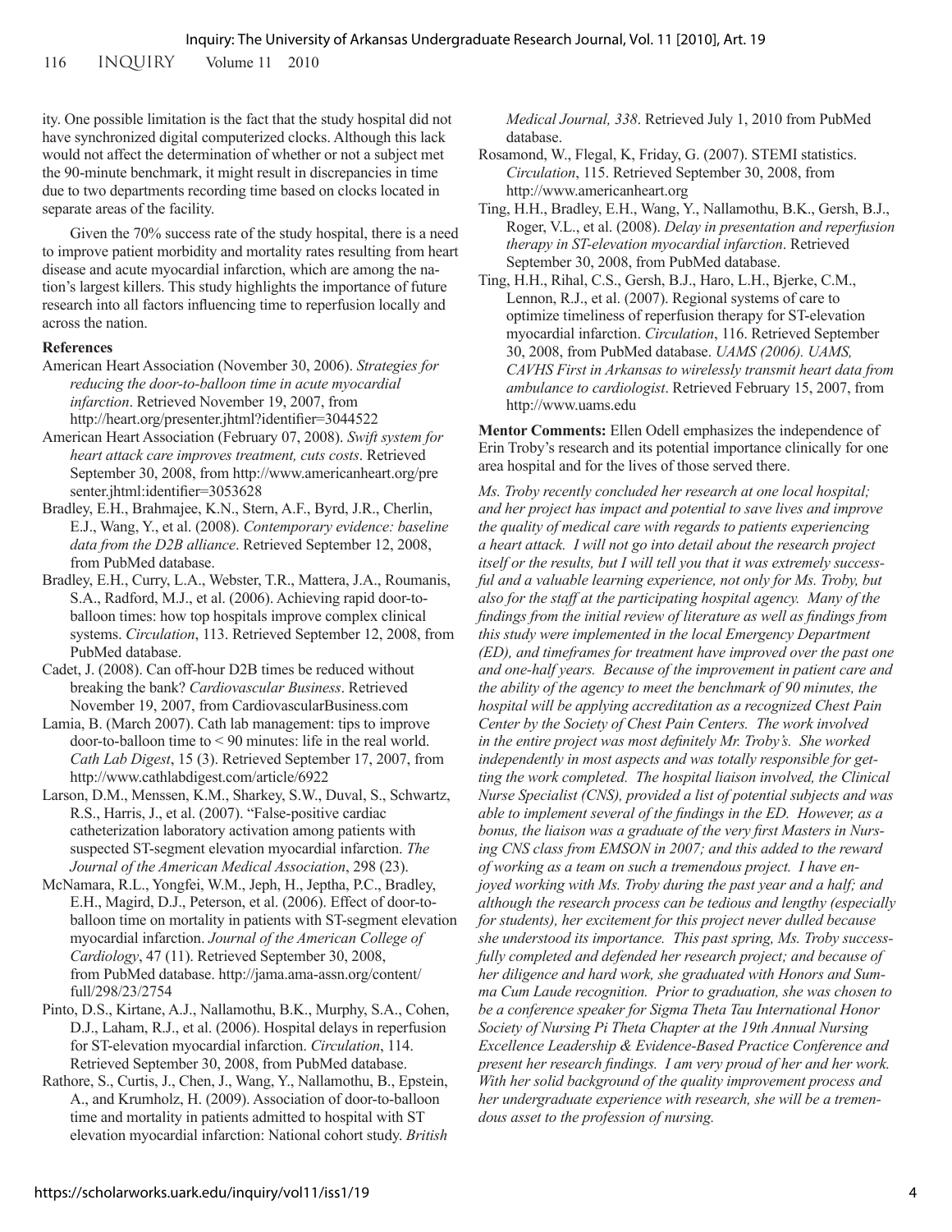ity. One possible limitation is the fact that the study hospital did not have synchronized digital computerized clocks. Although this lack would not affect the determination of whether or not a subject met the 90-minute benchmark, it might result in discrepancies in time due to two departments recording time based on clocks located in separate areas of the facility.

Given the 70% success rate of the study hospital, there is a need to improve patient morbidity and mortality rates resulting from heart disease and acute myocardial infarction, which are among the nation's largest killers. This study highlights the importance of future research into all factors influencing time to reperfusion locally and across the nation.

**References**

American Heart Association (November 30, 2006). *Strategies for reducing the door-to-balloon time in acute myocardial infarction*. Retrieved November 19, 2007, from http://heart.org/presenter.jhtml?identifier=3044522

American Heart Association (February 07, 2008). *Swift system for heart attack care improves treatment, cuts costs*. Retrieved September 30, 2008, from http://www.americanheart.org/presenter.jhtml:identifier=3053628

Bradley, E.H., Brahmajee, K.N., Stern, A.F., Byrd, J.R., Cherlin, E.J., Wang, Y., et al. (2008). *Contemporary evidence: baseline data from the D2B alliance*. Retrieved September 12, 2008, from PubMed database.

Bradley, E.H., Curry, L.A., Webster, T.R., Mattera, J.A., Roumanis, S.A., Radford, M.J., et al. (2006). Achieving rapid door-to-balloon times: how top hospitals improve complex clinical systems. *Circulation*, 113. Retrieved September 12, 2008, from PubMed database.

Cadet, J. (2008). Can off-hour D2B times be reduced without breaking the bank? *Cardiovascular Business*. Retrieved November 19, 2007, from CardiovascularBusiness.com

Lamia, B. (March 2007). Cath lab management: tips to improve door-to-balloon time to < 90 minutes: life in the real world. *Cath Lab Digest*, 15 (3). Retrieved September 17, 2007, from http://www.cathlabdigest.com/article/6922

Larson, D.M., Menssen, K.M., Sharkey, S.W., Duval, S., Schwartz, R.S., Harris, J., et al. (2007). "False-positive cardiac catheterization laboratory activation among patients with suspected ST-segment elevation myocardial infarction. *The Journal of the American Medical Association*, 298 (23).

McNamara, R.L., Yongfei, W.M., Jeph, H., Jeptha, P.C., Bradley, E.H., Magird, D.J., Peterson, et al. (2006). Effect of door-to-balloon time on mortality in patients with ST-segment elevation myocardial infarction. *Journal of the American College of Cardiology*, 47 (11). Retrieved September 30, 2008, from PubMed database. http://jama.ama-assn.org/content/full/298/23/2754

Pinto, D.S., Kirtane, A.J., Nallamothu, B.K., Murphy, S.A., Cohen, D.J., Laham, R.J., et al. (2006). Hospital delays in reperfusion for ST-elevation myocardial infarction. *Circulation*, 114. Retrieved September 30, 2008, from PubMed database.

Rathore, S., Curtis, J., Chen, J., Wang, Y., Nallamothu, B., Epstein, A., and Krumholz, H. (2009). Association of door-to-balloon time and mortality in patients admitted to hospital with ST elevation myocardial infarction: National cohort study. *British Medical Journal, 338*. Retrieved July 1, 2010 from PubMed database.

Rosamond, W., Flegal, K, Friday, G. (2007). STEMI statistics. *Circulation*, 115. Retrieved September 30, 2008, from http://www.americanheart.org

Ting, H.H., Bradley, E.H., Wang, Y., Nallamothu, B.K., Gersh, B.J., Roger, V.L., et al. (2008). *Delay in presentation and reperfusion therapy in ST-elevation myocardial infarction*. Retrieved September 30, 2008, from PubMed database.

Ting, H.H., Rihal, C.S., Gersh, B.J., Haro, L.H., Bjerke, C.M., Lennon, R.J., et al. (2007). Regional systems of care to optimize timeliness of reperfusion therapy for ST-elevation myocardial infarction. *Circulation*, 116. Retrieved September 30, 2008, from PubMed database. *UAMS (2006). UAMS, CAVHS First in Arkansas to wirelessly transmit heart data from ambulance to cardiologist*. Retrieved February 15, 2007, from http://www.uams.edu

**Mentor Comments:** Ellen Odell emphasizes the independence of Erin Troby's research and its potential importance clinically for one area hospital and for the lives of those served there.

*Ms. Troby recently concluded her research at one local hospital; and her project has impact and potential to save lives and improve the quality of medical care with regards to patients experiencing a heart attack. I will not go into detail about the research project itself or the results, but I will tell you that it was extremely successful and a valuable learning experience, not only for Ms. Troby, but also for the staff at the participating hospital agency. Many of the findings from the initial review of literature as well as findings from this study were implemented in the local Emergency Department (ED), and timeframes for treatment have improved over the past one and one-half years. Because of the improvement in patient care and the ability of the agency to meet the benchmark of 90 minutes, the hospital will be applying accreditation as a recognized Chest Pain Center by the Society of Chest Pain Centers. The work involved in the entire project was most definitely Mr. Troby's. She worked independently in most aspects and was totally responsible for getting the work completed. The hospital liaison involved, the Clinical Nurse Specialist (CNS), provided a list of potential subjects and was able to implement several of the findings in the ED. However, as a bonus, the liaison was a graduate of the very first Masters in Nursing CNS class from EMSON in 2007; and this added to the reward of working as a team on such a tremendous project. I have enjoyed working with Ms. Troby during the past year and a half; and although the research process can be tedious and lengthy (especially for students), her excitement for this project never dulled because she understood its importance. This past spring, Ms. Troby successfully completed and defended her research project; and because of her diligence and hard work, she graduated with Honors and Summa Cum Laude recognition. Prior to graduation, she was chosen to be a conference speaker for Sigma Theta Tau International Honor Society of Nursing Pi Theta Chapter at the 19th Annual Nursing Excellence Leadership & Evidence-Based Practice Conference and present her research findings. I am very proud of her and her work. With her solid background of the quality improvement process and her undergraduate experience with research, she will be a tremendous asset to the profession of nursing.*